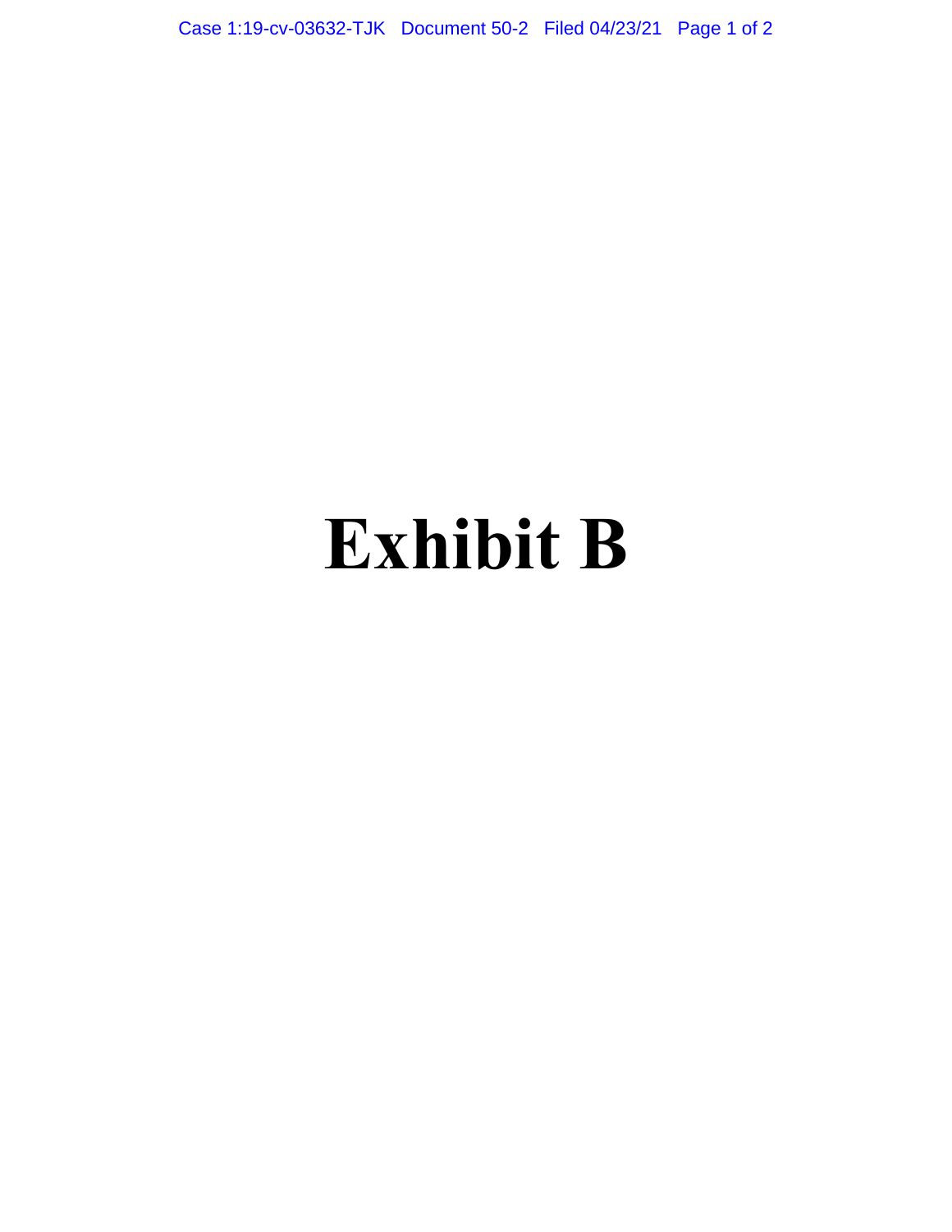# Exhibit B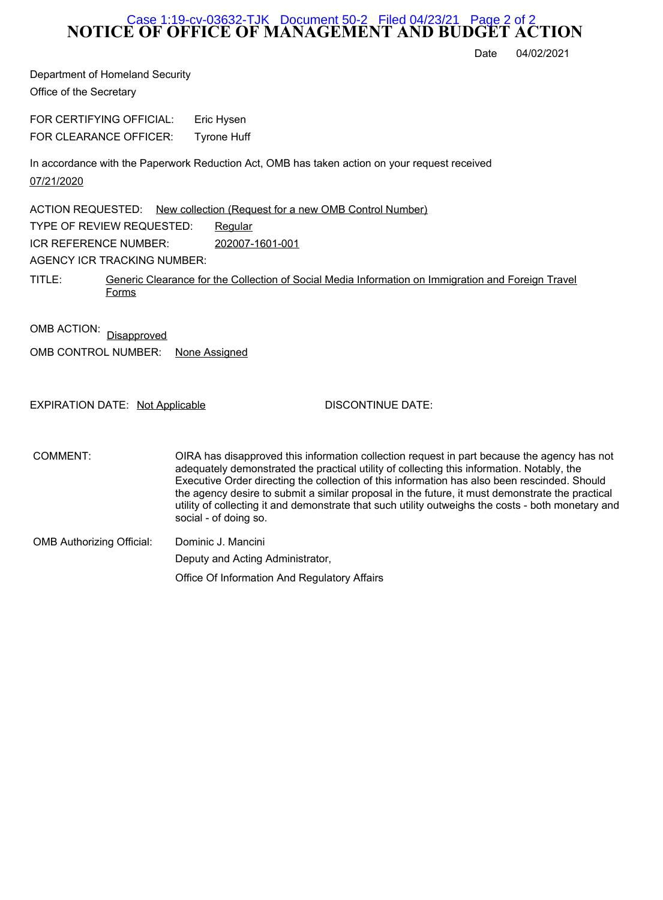# NOTICE OF OFFICE OF MANAGEMENT AND BUDGET ACTION

Date 04/02/2021

Department of Homeland Security
Office of the Secretary

FOR CERTIFYING OFFICIAL: Eric Hysen
FOR CLEARANCE OFFICER: Tyrone Huff

In accordance with the Paperwork Reduction Act, OMB has taken action on your request received
07/21/2020

ACTION REQUESTED: New collection (Request for a new OMB Control Number)
TYPE OF REVIEW REQUESTED: Regular
ICR REFERENCE NUMBER: 202007-1601-001
AGENCY ICR TRACKING NUMBER:

TITLE: Generic Clearance for the Collection of Social Media Information on Immigration and Foreign Travel Forms

OMB ACTION: Disapproved
OMB CONTROL NUMBER: None Assigned

EXPIRATION DATE: Not Applicable DISCONTINUE DATE:

COMMENT: OIRA has disapproved this information collection request in part because the agency has not adequately demonstrated the practical utility of collecting this information. Notably, the Executive Order directing the collection of this information has also been rescinded. Should the agency desire to submit a similar proposal in the future, it must demonstrate the practical utility of collecting it and demonstrate that such utility outweighs the costs - both monetary and social - of doing so.

OMB Authorizing Official: Dominic J. Mancini
Deputy and Acting Administrator,
Office Of Information And Regulatory Affairs